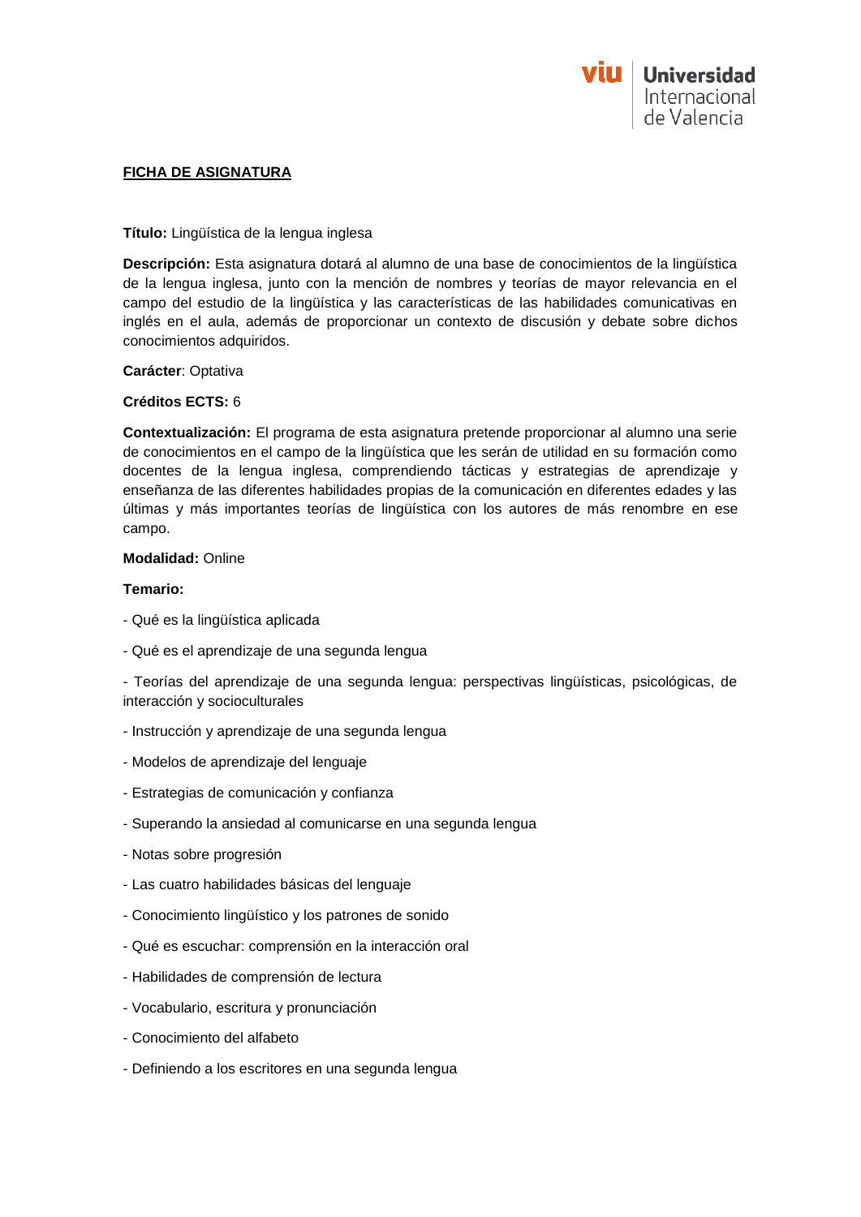**FICHA DE ASIGNATURA**

**Título:** Lingüística de la lengua inglesa

**Descripción:** Esta asignatura dotará al alumno de una base de conocimientos de la lingüística de la lengua inglesa, junto con la mención de nombres y teorías de mayor relevancia en el campo del estudio de la lingüística y las características de las habilidades comunicativas en inglés en el aula, además de proporcionar un contexto de discusión y debate sobre dichos conocimientos adquiridos.

**Carácter**: Optativa

**Créditos ECTS:** 6

**Contextualización:** El programa de esta asignatura pretende proporcionar al alumno una serie de conocimientos en el campo de la lingüística que les serán de utilidad en su formación como docentes de la lengua inglesa, comprendiendo tácticas y estrategias de aprendizaje y enseñanza de las diferentes habilidades propias de la comunicación en diferentes edades y las últimas y más importantes teorías de lingüística con los autores de más renombre en ese campo.

**Modalidad:** Online

**Temario:**

- Qué es la lingüística aplicada
- Qué es el aprendizaje de una segunda lengua
- Teorías del aprendizaje de una segunda lengua: perspectivas lingüísticas, psicológicas, de interacción y socioculturales
- Instrucción y aprendizaje de una segunda lengua
- Modelos de aprendizaje del lenguaje
- Estrategias de comunicación y confianza
- Superando la ansiedad al comunicarse en una segunda lengua
- Notas sobre progresión
- Las cuatro habilidades básicas del lenguaje
- Conocimiento lingüístico y los patrones de sonido
- Qué es escuchar: comprensión en la interacción oral
- Habilidades de comprensión de lectura
- Vocabulario, escritura y pronunciación
- Conocimiento del alfabeto
- Definiendo a los escritores en una segunda lengua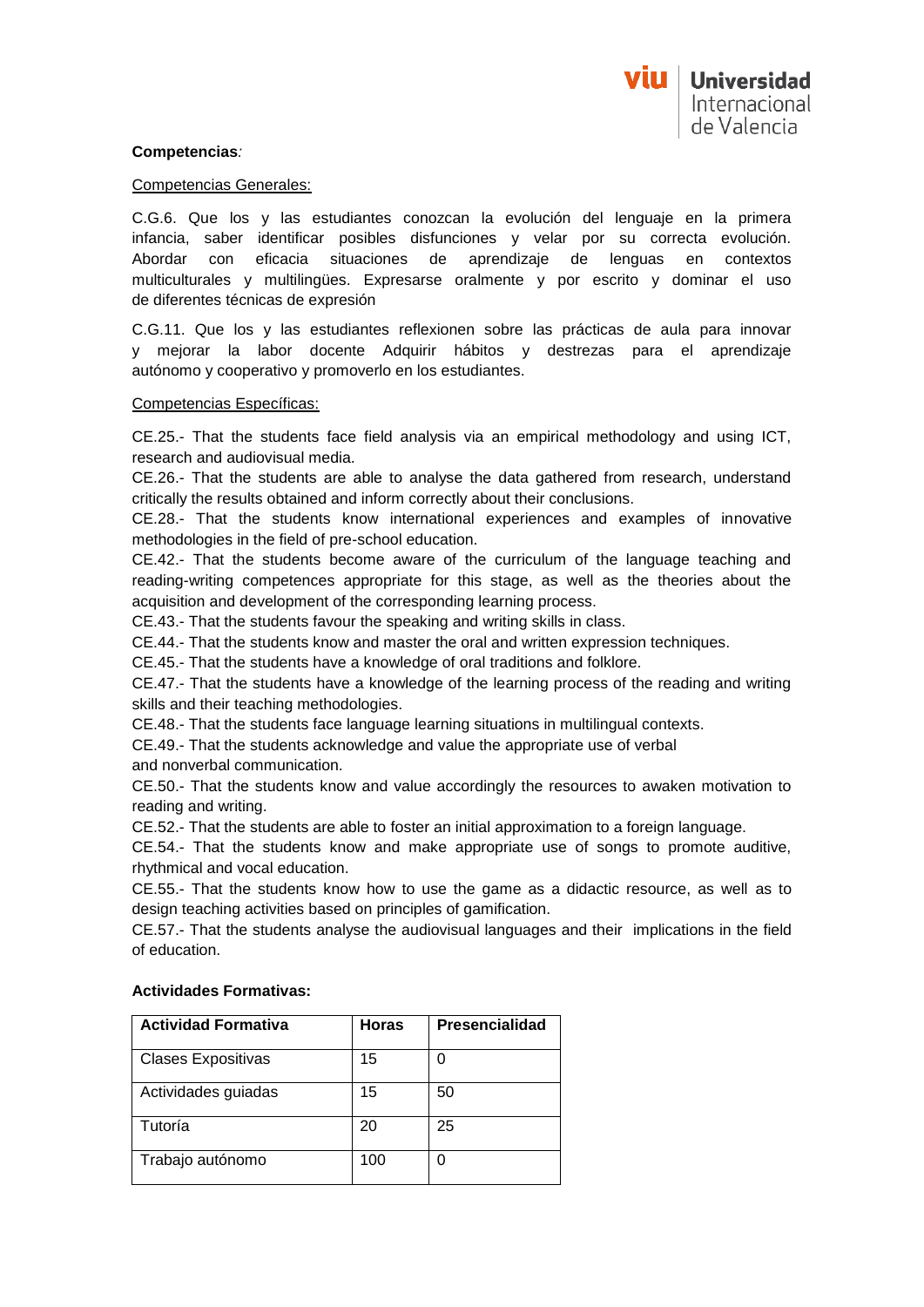**Competencias***:*

Competencias Generales:

C.G.6. Que los y las estudiantes conozcan la evolución del lenguaje en la primera infancia, saber identificar posibles disfunciones y velar por su correcta evolución. Abordar con eficacia situaciones de aprendizaje de lenguas en contextos multiculturales y multilingües. Expresarse oralmente y por escrito y dominar el uso de diferentes técnicas de expresión

C.G.11. Que los y las estudiantes reflexionen sobre las prácticas de aula para innovar y mejorar la labor docente Adquirir hábitos y destrezas para el aprendizaje autónomo y cooperativo y promoverlo en los estudiantes.

Competencias Específicas:

CE.25.- That the students face field analysis via an empirical methodology and using ICT, research and audiovisual media.

CE.26.- That the students are able to analyse the data gathered from research, understand critically the results obtained and inform correctly about their conclusions.

CE.28.- That the students know international experiences and examples of innovative methodologies in the field of pre-school education.

CE.42.- That the students become aware of the curriculum of the language teaching and reading-writing competences appropriate for this stage, as well as the theories about the acquisition and development of the corresponding learning process.

CE.43.- That the students favour the speaking and writing skills in class.

CE.44.- That the students know and master the oral and written expression techniques.

CE.45.- That the students have a knowledge of oral traditions and folklore.

CE.47.- That the students have a knowledge of the learning process of the reading and writing skills and their teaching methodologies.

CE.48.- That the students face language learning situations in multilingual contexts.

CE.49.- That the students acknowledge and value the appropriate use of verbal and nonverbal communication.

CE.50.- That the students know and value accordingly the resources to awaken motivation to reading and writing.

CE.52.- That the students are able to foster an initial approximation to a foreign language.

CE.54.- That the students know and make appropriate use of songs to promote auditive, rhythmical and vocal education.

CE.55.- That the students know how to use the game as a didactic resource, as well as to design teaching activities based on principles of gamification.

CE.57.- That the students analyse the audiovisual languages and their implications in the field of education.

**Actividades Formativas:**

| Actividad Formativa | Horas | Presencialidad |
|---|---|---|
| Clases Expositivas | 15 | 0 |
| Actividades guiadas | 15 | 50 |
| Tutoría | 20 | 25 |
| Trabajo autónomo | 100 | 0 |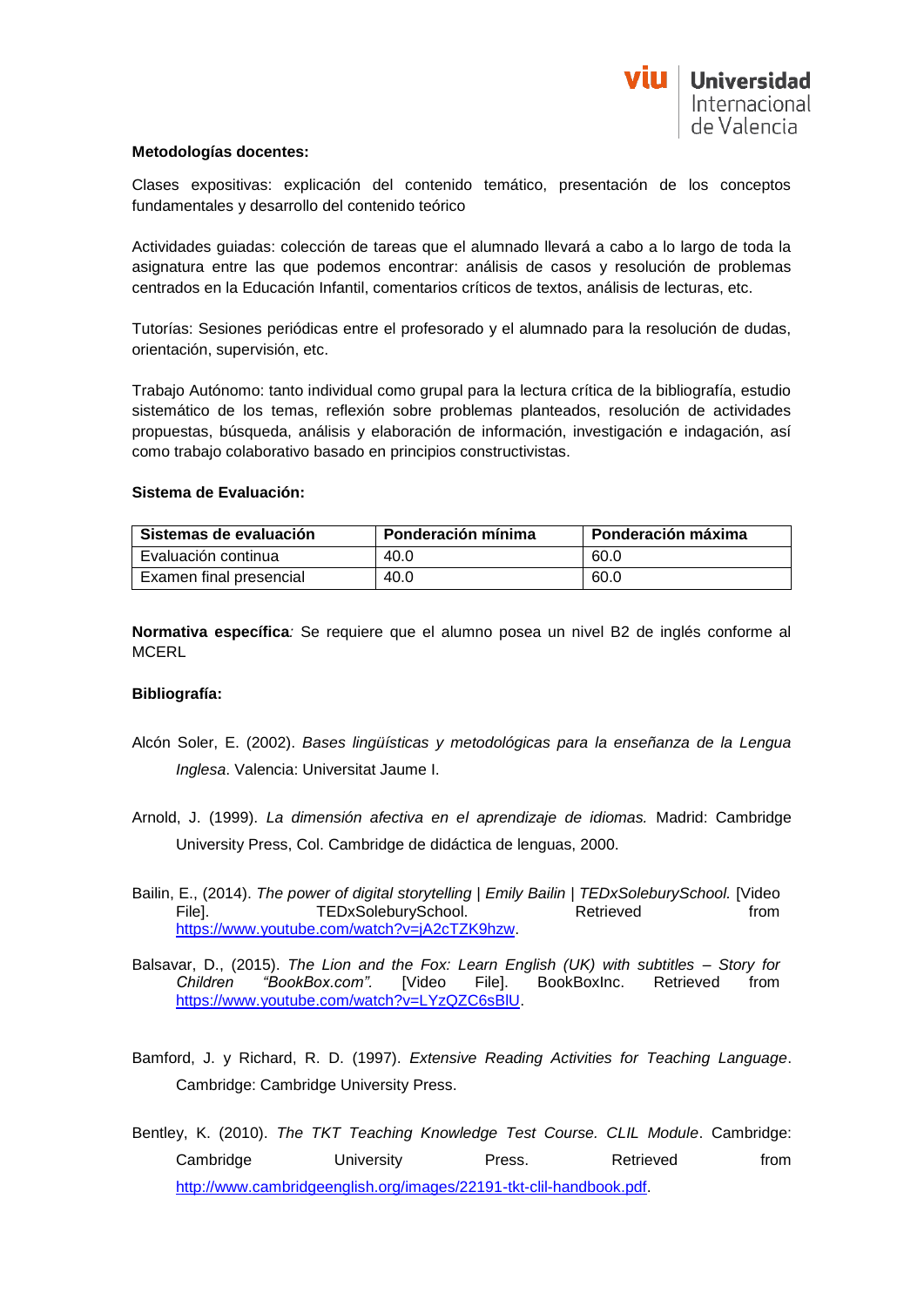**Metodologías docentes:**

Clases expositivas: explicación del contenido temático, presentación de los conceptos fundamentales y desarrollo del contenido teórico

Actividades guiadas: colección de tareas que el alumnado llevará a cabo a lo largo de toda la asignatura entre las que podemos encontrar: análisis de casos y resolución de problemas centrados en la Educación Infantil, comentarios críticos de textos, análisis de lecturas, etc.

Tutorías: Sesiones periódicas entre el profesorado y el alumnado para la resolución de dudas, orientación, supervisión, etc.

Trabajo Autónomo: tanto individual como grupal para la lectura crítica de la bibliografía, estudio sistemático de los temas, reflexión sobre problemas planteados, resolución de actividades propuestas, búsqueda, análisis y elaboración de información, investigación e indagación, así como trabajo colaborativo basado en principios constructivistas.

**Sistema de Evaluación:**

| Sistemas de evaluación | Ponderación mínima | Ponderación máxima |
|---|---|---|
| Evaluación continua | 40.0 | 60.0 |
| Examen final presencial | 40.0 | 60.0 |

**Normativa específica***:* Se requiere que el alumno posea un nivel B2 de inglés conforme al MCERL

**Bibliografía:**

Alcón Soler, E. (2002). *Bases lingüísticas y metodológicas para la enseñanza de la Lengua Inglesa*. Valencia: Universitat Jaume I.

Arnold, J. (1999). *La dimensión afectiva en el aprendizaje de idiomas.* Madrid: Cambridge University Press, Col. Cambridge de didáctica de lenguas, 2000.

Bailin, E., (2014). *The power of digital storytelling | Emily Bailin | TEDxSoleburySchool.* [Video File]. TEDxSoleburySchool. Retrieved from https://www.youtube.com/watch?v=jA2cTZK9hzw.

Balsavar, D., (2015). *The Lion and the Fox: Learn English (UK) with subtitles – Story for Children "BookBox.com".* [Video File]. BookBoxInc. Retrieved from https://www.youtube.com/watch?v=LYzQZC6sBlU.

Bamford, J. y Richard, R. D. (1997). *Extensive Reading Activities for Teaching Language*. Cambridge: Cambridge University Press.

Bentley, K. (2010). *The TKT Teaching Knowledge Test Course. CLIL Module*. Cambridge: Cambridge University Press. Retrieved from http://www.cambridgeenglish.org/images/22191-tkt-clil-handbook.pdf.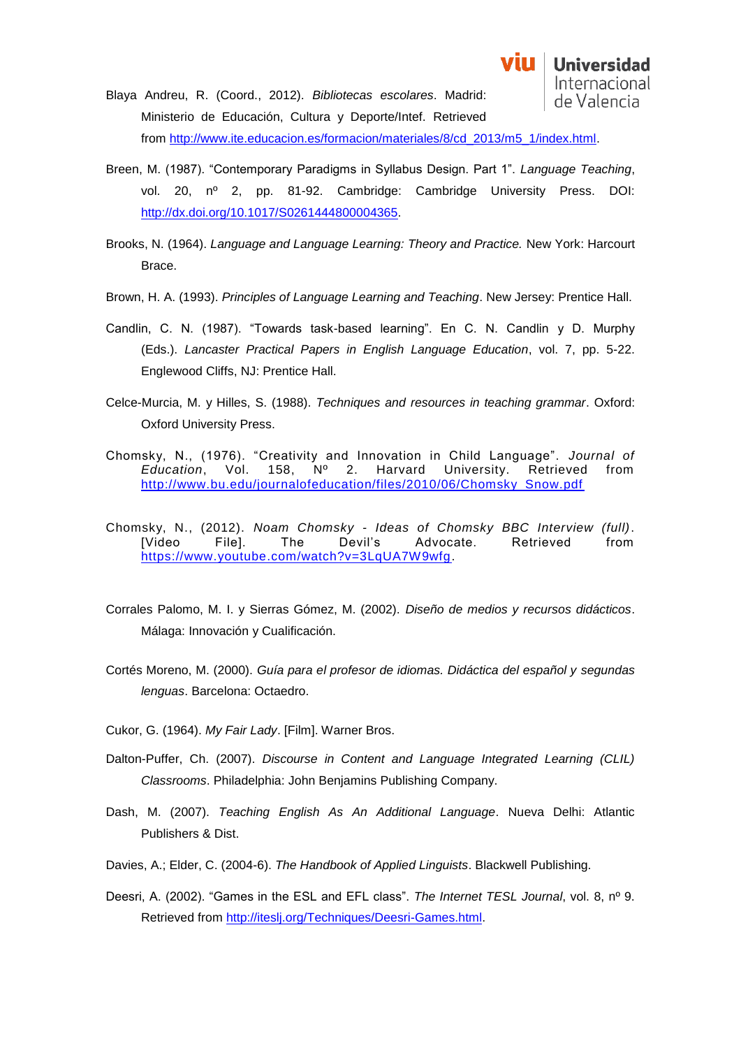Blaya Andreu, R. (Coord., 2012). *Bibliotecas escolares*. Madrid: Ministerio de Educación, Cultura y Deporte/Intef. Retrieved from http://www.ite.educacion.es/formacion/materiales/8/cd_2013/m5_1/index.html.

Breen, M. (1987). "Contemporary Paradigms in Syllabus Design. Part 1". *Language Teaching*, vol. 20, nº 2, pp. 81-92. Cambridge: Cambridge University Press. DOI: http://dx.doi.org/10.1017/S0261444800004365.

Brooks, N. (1964). *Language and Language Learning: Theory and Practice.* New York: Harcourt Brace.

Brown, H. A. (1993). *Principles of Language Learning and Teaching*. New Jersey: Prentice Hall.

Candlin, C. N. (1987). "Towards task-based learning". En C. N. Candlin y D. Murphy (Eds.). *Lancaster Practical Papers in English Language Education*, vol. 7, pp. 5-22. Englewood Cliffs, NJ: Prentice Hall.

Celce-Murcia, M. y Hilles, S. (1988). *Techniques and resources in teaching grammar*. Oxford: Oxford University Press.

Chomsky, N., (1976). "Creativity and Innovation in Child Language". *Journal of Education*, Vol. 158, Nº 2. Harvard University. Retrieved from http://www.bu.edu/journalofeducation/files/2010/06/Chomsky_Snow.pdf

Chomsky, N., (2012). *Noam Chomsky - Ideas of Chomsky BBC Interview (full)*. [Video File]. The Devil's Advocate. Retrieved from https://www.youtube.com/watch?v=3LqUA7W9wfg.

Corrales Palomo, M. I. y Sierras Gómez, M. (2002). *Diseño de medios y recursos didácticos*. Málaga: Innovación y Cualificación.

Cortés Moreno, M. (2000). *Guía para el profesor de idiomas. Didáctica del español y segundas lenguas*. Barcelona: Octaedro.

Cukor, G. (1964). *My Fair Lady*. [Film]. Warner Bros.

Dalton-Puffer, Ch. (2007). *Discourse in Content and Language Integrated Learning (CLIL) Classrooms*. Philadelphia: John Benjamins Publishing Company.

Dash, M. (2007). *Teaching English As An Additional Language*. Nueva Delhi: Atlantic Publishers & Dist.

Davies, A.; Elder, C. (2004-6). *The Handbook of Applied Linguists*. Blackwell Publishing.

Deesri, A. (2002). "Games in the ESL and EFL class". *The Internet TESL Journal*, vol. 8, nº 9. Retrieved from http://iteslj.org/Techniques/Deesri-Games.html.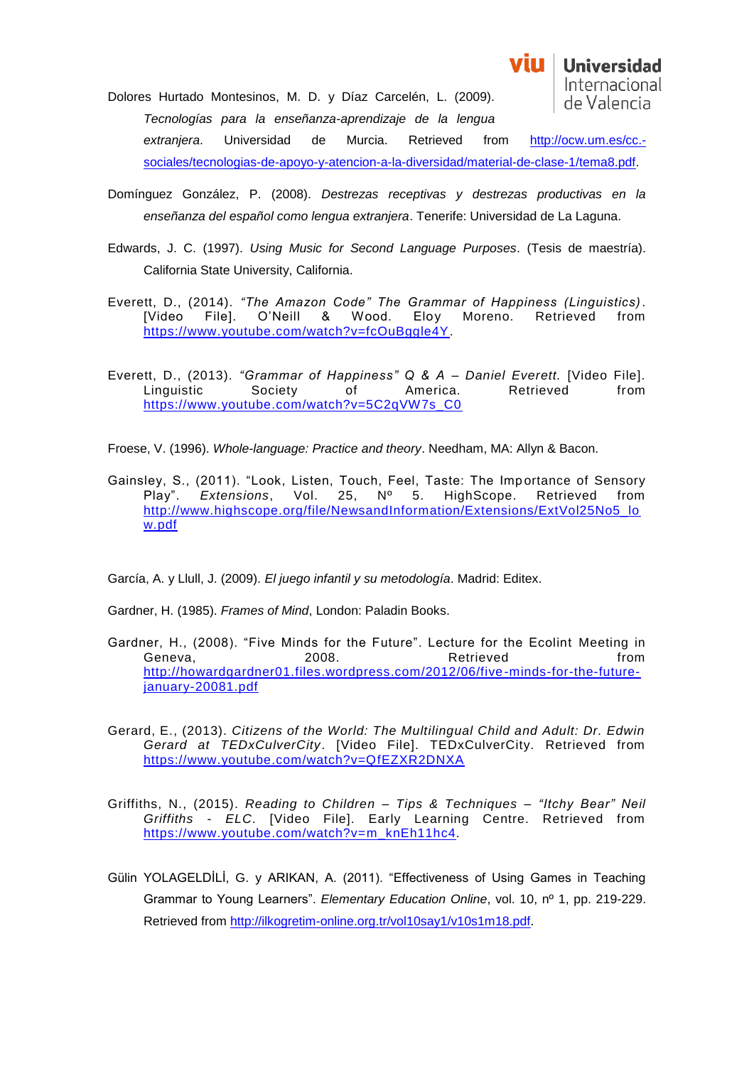Dolores Hurtado Montesinos, M. D. y Díaz Carcelén, L. (2009). *Tecnologías para la enseñanza-aprendizaje de la lengua extranjera*. Universidad de Murcia. Retrieved from http://ocw.um.es/cc.-sociales/tecnologias-de-apoyo-y-atencion-a-la-diversidad/material-de-clase-1/tema8.pdf.

Domínguez González, P. (2008). *Destrezas receptivas y destrezas productivas en la enseñanza del español como lengua extranjera*. Tenerife: Universidad de La Laguna.

Edwards, J. C. (1997). *Using Music for Second Language Purposes*. (Tesis de maestría). California State University, California.

Everett, D., (2014). *"The Amazon Code" The Grammar of Happiness (Linguistics)*. [Video File]. O'Neill & Wood. Eloy Moreno. Retrieved from https://www.youtube.com/watch?v=fcOuBggle4Y.

Everett, D., (2013). *"Grammar of Happiness" Q & A – Daniel Everett.* [Video File]. Linguistic Society of America. Retrieved from https://www.youtube.com/watch?v=5C2qVW7s_C0

Froese, V. (1996). *Whole-language: Practice and theory*. Needham, MA: Allyn & Bacon.

Gainsley, S., (2011). "Look, Listen, Touch, Feel, Taste: The Importance of Sensory Play". *Extensions*, Vol. 25, Nº 5. HighScope. Retrieved from http://www.highscope.org/file/NewsandInformation/Extensions/ExtVol25No5_low.pdf

García, A. y Llull, J. (2009). *El juego infantil y su metodología*. Madrid: Editex.

Gardner, H. (1985). *Frames of Mind*, London: Paladin Books.

Gardner, H., (2008). "Five Minds for the Future". Lecture for the Ecolint Meeting in Geneva, 2008. Retrieved from http://howardgardner01.files.wordpress.com/2012/06/five-minds-for-the-future-january-20081.pdf

Gerard, E., (2013). *Citizens of the World: The Multilingual Child and Adult: Dr. Edwin Gerard at TEDxCulverCity*. [Video File]. TEDxCulverCity. Retrieved from https://www.youtube.com/watch?v=QfEZXR2DNXA

Griffiths, N., (2015). *Reading to Children – Tips & Techniques – "Itchy Bear" Neil Griffiths - ELC*. [Video File]. Early Learning Centre. Retrieved from https://www.youtube.com/watch?v=m_knEh11hc4.

Gülin YOLAGELDİLİ, G. y ARIKAN, A. (2011). "Effectiveness of Using Games in Teaching Grammar to Young Learners". *Elementary Education Online*, vol. 10, nº 1, pp. 219-229. Retrieved from http://ilkogretim-online.org.tr/vol10say1/v10s1m18.pdf.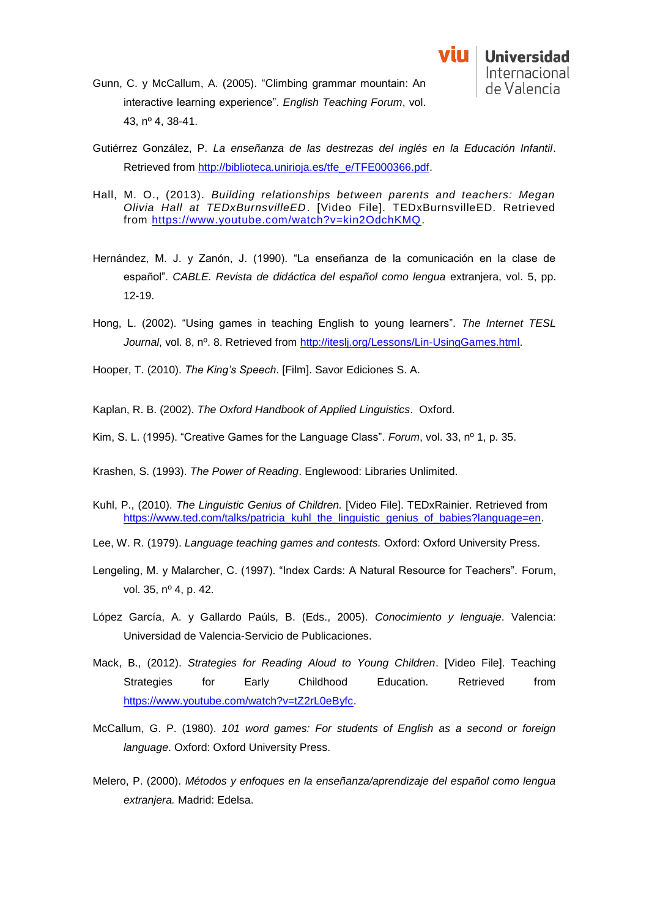Gunn, C. y McCallum, A. (2005). "Climbing grammar mountain: An interactive learning experience". *English Teaching Forum*, vol. 43, nº 4, 38-41.

Gutiérrez González, P. *La enseñanza de las destrezas del inglés en la Educación Infantil*. Retrieved from http://biblioteca.unirioja.es/tfe_e/TFE000366.pdf.

Hall, M. O., (2013). *Building relationships between parents and teachers: Megan Olivia Hall at TEDxBurnsvilleED*. [Video File]. TEDxBurnsvilleED. Retrieved from https://www.youtube.com/watch?v=kin2OdchKMQ.

Hernández, M. J. y Zanón, J. (1990). "La enseñanza de la comunicación en la clase de español". *CABLE. Revista de didáctica del español como lengua* extranjera, vol. 5, pp. 12-19.

Hong, L. (2002). "Using games in teaching English to young learners". *The Internet TESL Journal*, vol. 8, nº. 8. Retrieved from http://iteslj.org/Lessons/Lin-UsingGames.html.

Hooper, T. (2010). *The King's Speech*. [Film]. Savor Ediciones S. A.

Kaplan, R. B. (2002). *The Oxford Handbook of Applied Linguistics*. Oxford.

Kim, S. L. (1995). "Creative Games for the Language Class". *Forum*, vol. 33, nº 1, p. 35.

Krashen, S. (1993). *The Power of Reading*. Englewood: Libraries Unlimited.

Kuhl, P., (2010). *The Linguistic Genius of Children.* [Video File]. TEDxRainier. Retrieved from https://www.ted.com/talks/patricia_kuhl_the_linguistic_genius_of_babies?language=en.

Lee, W. R. (1979). *Language teaching games and contests.* Oxford: Oxford University Press.

Lengeling, M. y Malarcher, C. (1997). "Index Cards: A Natural Resource for Teachers". Forum, vol. 35, nº 4, p. 42.

López García, A. y Gallardo Paúls, B. (Eds., 2005). *Conocimiento y lenguaje*. Valencia: Universidad de Valencia-Servicio de Publicaciones.

Mack, B., (2012). *Strategies for Reading Aloud to Young Children*. [Video File]. Teaching Strategies for Early Childhood Education. Retrieved from https://www.youtube.com/watch?v=tZ2rL0eByfc.

McCallum, G. P. (1980). *101 word games: For students of English as a second or foreign language*. Oxford: Oxford University Press.

Melero, P. (2000). *Métodos y enfoques en la enseñanza/aprendizaje del español como lengua extranjera.* Madrid: Edelsa.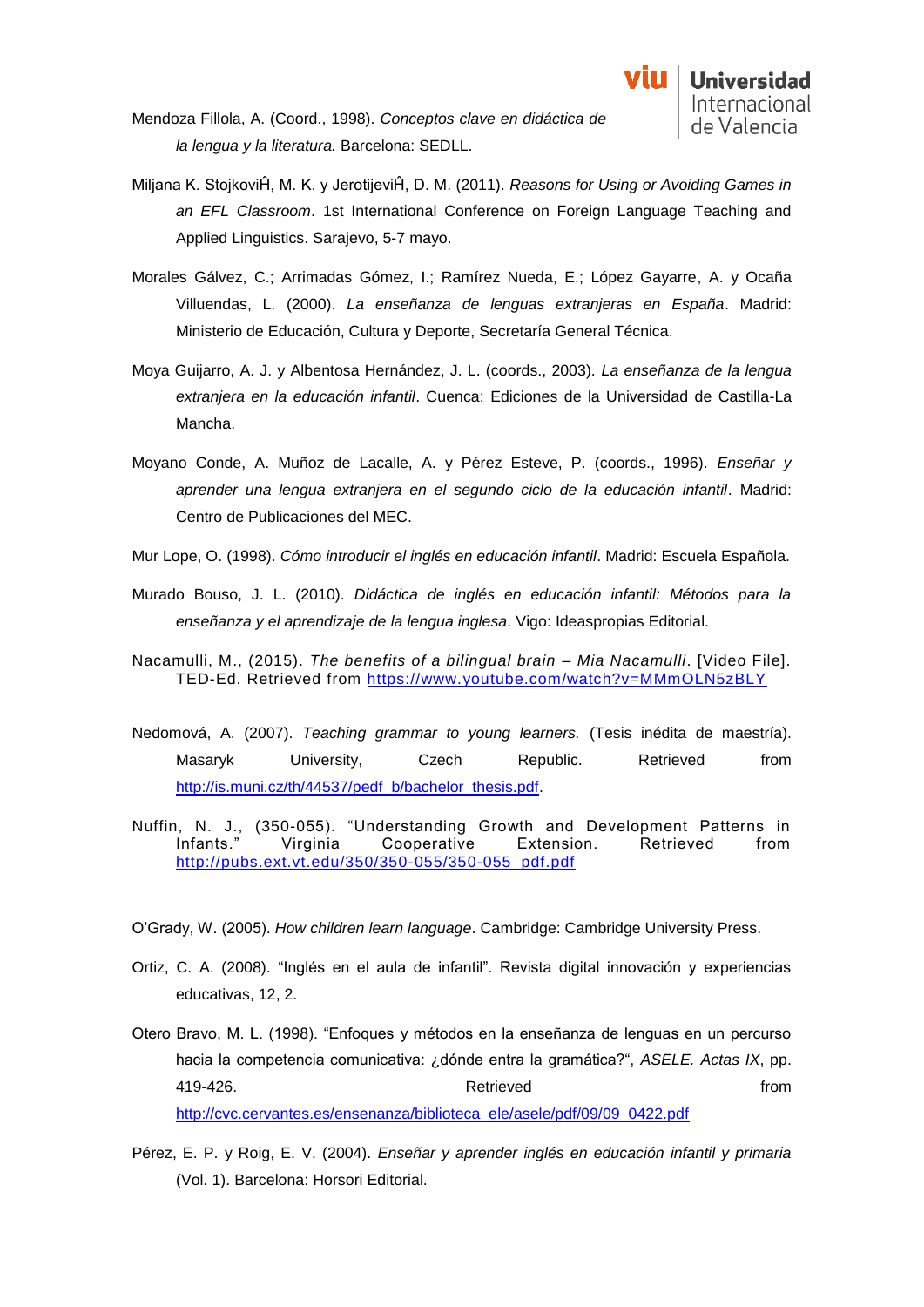Mendoza Fillola, A. (Coord., 1998). *Conceptos clave en didáctica de la lengua y la literatura.* Barcelona: SEDLL.

Miljana K. StojkoviĤ, M. K. y JerotijeviĤ, D. M. (2011). *Reasons for Using or Avoiding Games in an EFL Classroom*. 1st International Conference on Foreign Language Teaching and Applied Linguistics. Sarajevo, 5-7 mayo.

Morales Gálvez, C.; Arrimadas Gómez, I.; Ramírez Nueda, E.; López Gayarre, A. y Ocaña Villuendas, L. (2000). *La enseñanza de lenguas extranjeras en España*. Madrid: Ministerio de Educación, Cultura y Deporte, Secretaría General Técnica.

Moya Guijarro, A. J. y Albentosa Hernández, J. L. (coords., 2003). *La enseñanza de la lengua extranjera en la educación infantil*. Cuenca: Ediciones de la Universidad de Castilla-La Mancha.

Moyano Conde, A. Muñoz de Lacalle, A. y Pérez Esteve, P. (coords., 1996). *Enseñar y aprender una lengua extranjera en el segundo ciclo de la educación infantil*. Madrid: Centro de Publicaciones del MEC.

Mur Lope, O. (1998). *Cómo introducir el inglés en educación infantil*. Madrid: Escuela Española.

Murado Bouso, J. L. (2010). *Didáctica de inglés en educación infantil: Métodos para la enseñanza y el aprendizaje de la lengua inglesa*. Vigo: Ideaspropias Editorial.

Nacamulli, M., (2015). *The benefits of a bilingual brain – Mia Nacamulli*. [Video File]. TED-Ed. Retrieved from https://www.youtube.com/watch?v=MMmOLN5zBLY

Nedomová, A. (2007). *Teaching grammar to young learners.* (Tesis inédita de maestría). Masaryk University, Czech Republic. Retrieved from http://is.muni.cz/th/44537/pedf_b/bachelor_thesis.pdf.

Nuffin, N. J., (350-055). "Understanding Growth and Development Patterns in Infants." Virginia Cooperative Extension. Retrieved from http://pubs.ext.vt.edu/350/350-055/350-055_pdf.pdf

O'Grady, W. (2005). *How children learn language*. Cambridge: Cambridge University Press.

Ortiz, C. A. (2008). "Inglés en el aula de infantil". Revista digital innovación y experiencias educativas, 12, 2.

Otero Bravo, M. L. (1998). "Enfoques y métodos en la enseñanza de lenguas en un percurso hacia la competencia comunicativa: ¿dónde entra la gramática?", *ASELE. Actas IX*, pp. 419-426. Retrieved from http://cvc.cervantes.es/ensenanza/biblioteca_ele/asele/pdf/09/09_0422.pdf

Pérez, E. P. y Roig, E. V. (2004). *Enseñar y aprender inglés en educación infantil y primaria* (Vol. 1). Barcelona: Horsori Editorial.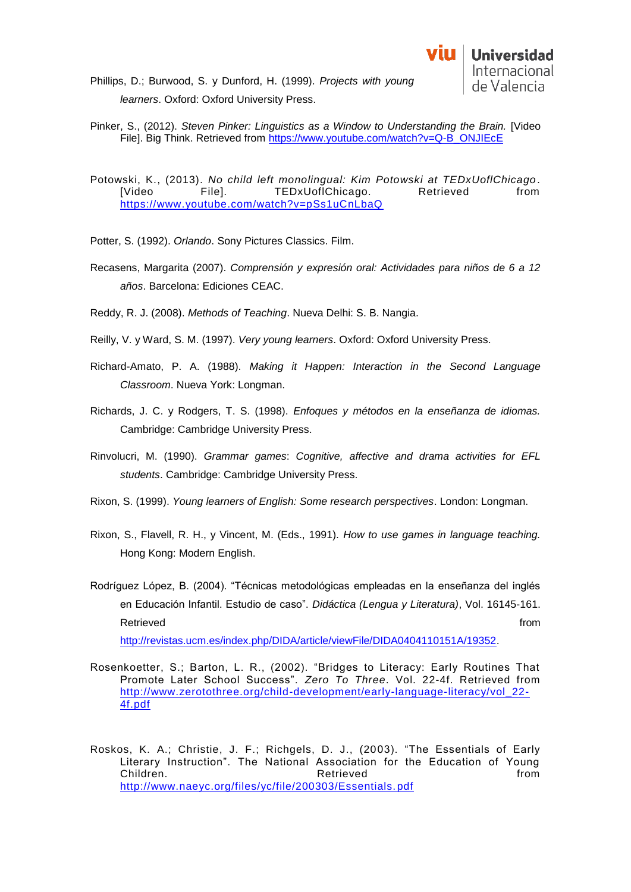Phillips, D.; Burwood, S. y Dunford, H. (1999). *Projects with young learners*. Oxford: Oxford University Press.

Pinker, S., (2012). *Steven Pinker: Linguistics as a Window to Understanding the Brain.* [Video File]. Big Think. Retrieved from https://www.youtube.com/watch?v=Q-B_ONJIEcE

Potowski, K., (2013). *No child left monolingual: Kim Potowski at TEDxUoflChicago*. [Video File]. TEDxUoflChicago. Retrieved from https://www.youtube.com/watch?v=pSs1uCnLbaQ

Potter, S. (1992). *Orlando*. Sony Pictures Classics. Film.

Recasens, Margarita (2007). *Comprensión y expresión oral: Actividades para niños de 6 a 12 años*. Barcelona: Ediciones CEAC.

Reddy, R. J. (2008). *Methods of Teaching*. Nueva Delhi: S. B. Nangia.

Reilly, V. y Ward, S. M. (1997). *Very young learners*. Oxford: Oxford University Press.

Richard-Amato, P. A. (1988). *Making it Happen: Interaction in the Second Language Classroom*. Nueva York: Longman.

Richards, J. C. y Rodgers, T. S. (1998). *Enfoques y métodos en la enseñanza de idiomas.* Cambridge: Cambridge University Press.

Rinvolucri, M. (1990). *Grammar games*: *Cognitive, affective and drama activities for EFL students*. Cambridge: Cambridge University Press.

Rixon, S. (1999). *Young learners of English: Some research perspectives*. London: Longman.

Rixon, S., Flavell, R. H., y Vincent, M. (Eds., 1991). *How to use games in language teaching.* Hong Kong: Modern English.

Rodríguez López, B. (2004). "Técnicas metodológicas empleadas en la enseñanza del inglés en Educación Infantil. Estudio de caso". *Didáctica (Lengua y Literatura)*, Vol. 16145-161. Retrieved from http://revistas.ucm.es/index.php/DIDA/article/viewFile/DIDA0404110151A/19352.

Rosenkoetter, S.; Barton, L. R., (2002). "Bridges to Literacy: Early Routines That Promote Later School Success". *Zero To Three*. Vol. 22-4f. Retrieved from http://www.zerotothree.org/child-development/early-language-literacy/vol_22-4f.pdf

Roskos, K. A.; Christie, J. F.; Richgels, D. J., (2003). "The Essentials of Early Literary Instruction". The National Association for the Education of Young Children. Retrieved from http://www.naeyc.org/files/yc/file/200303/Essentials.pdf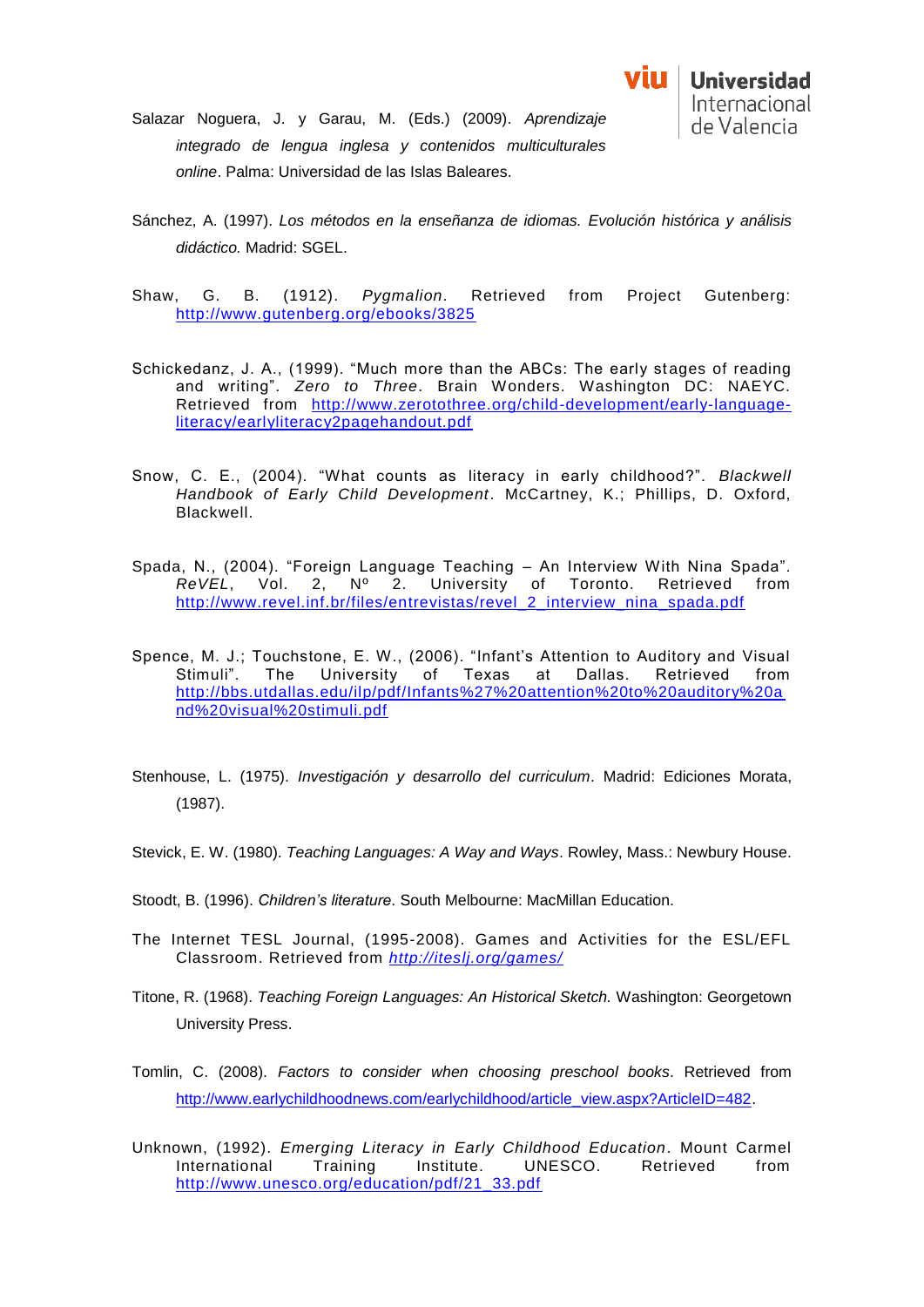Salazar Noguera, J. y Garau, M. (Eds.) (2009). *Aprendizaje integrado de lengua inglesa y contenidos multiculturales online*. Palma: Universidad de las Islas Baleares.

Sánchez, A. (1997). *Los métodos en la enseñanza de idiomas. Evolución histórica y análisis didáctico.* Madrid: SGEL.

Shaw, G. B. (1912). *Pygmalion*. Retrieved from Project Gutenberg: http://www.gutenberg.org/ebooks/3825

Schickedanz, J. A., (1999). "Much more than the ABCs: The early stages of reading and writing". *Zero to Three*. Brain Wonders. Washington DC: NAEYC. Retrieved from http://www.zerotothree.org/child-development/early-language-literacy/earlyliteracy2pagehandout.pdf

Snow, C. E., (2004). "What counts as literacy in early childhood?". *Blackwell Handbook of Early Child Development*. McCartney, K.; Phillips, D. Oxford, Blackwell.

Spada, N., (2004). "Foreign Language Teaching – An Interview With Nina Spada". *ReVEL*, Vol. 2, Nº 2. University of Toronto. Retrieved from http://www.revel.inf.br/files/entrevistas/revel_2_interview_nina_spada.pdf

Spence, M. J.; Touchstone, E. W., (2006). "Infant's Attention to Auditory and Visual Stimuli". The University of Texas at Dallas. Retrieved from http://bbs.utdallas.edu/ilp/pdf/Infants%27%20attention%20to%20auditory%20and%20visual%20stimuli.pdf

Stenhouse, L. (1975). *Investigación y desarrollo del curriculum*. Madrid: Ediciones Morata, (1987).

Stevick, E. W. (1980). *Teaching Languages: A Way and Ways*. Rowley, Mass.: Newbury House.

Stoodt, B. (1996). *Children's literature*. South Melbourne: MacMillan Education.

The Internet TESL Journal, (1995-2008). Games and Activities for the ESL/EFL Classroom. Retrieved from *http://iteslj.org/games/*

Titone, R. (1968). *Teaching Foreign Languages: An Historical Sketch.* Washington: Georgetown University Press.

Tomlin, C. (2008). *Factors to consider when choosing preschool books*. Retrieved from http://www.earlychildhoodnews.com/earlychildhood/article_view.aspx?ArticleID=482.

Unknown, (1992). *Emerging Literacy in Early Childhood Education*. Mount Carmel International Training Institute. UNESCO. Retrieved from http://www.unesco.org/education/pdf/21_33.pdf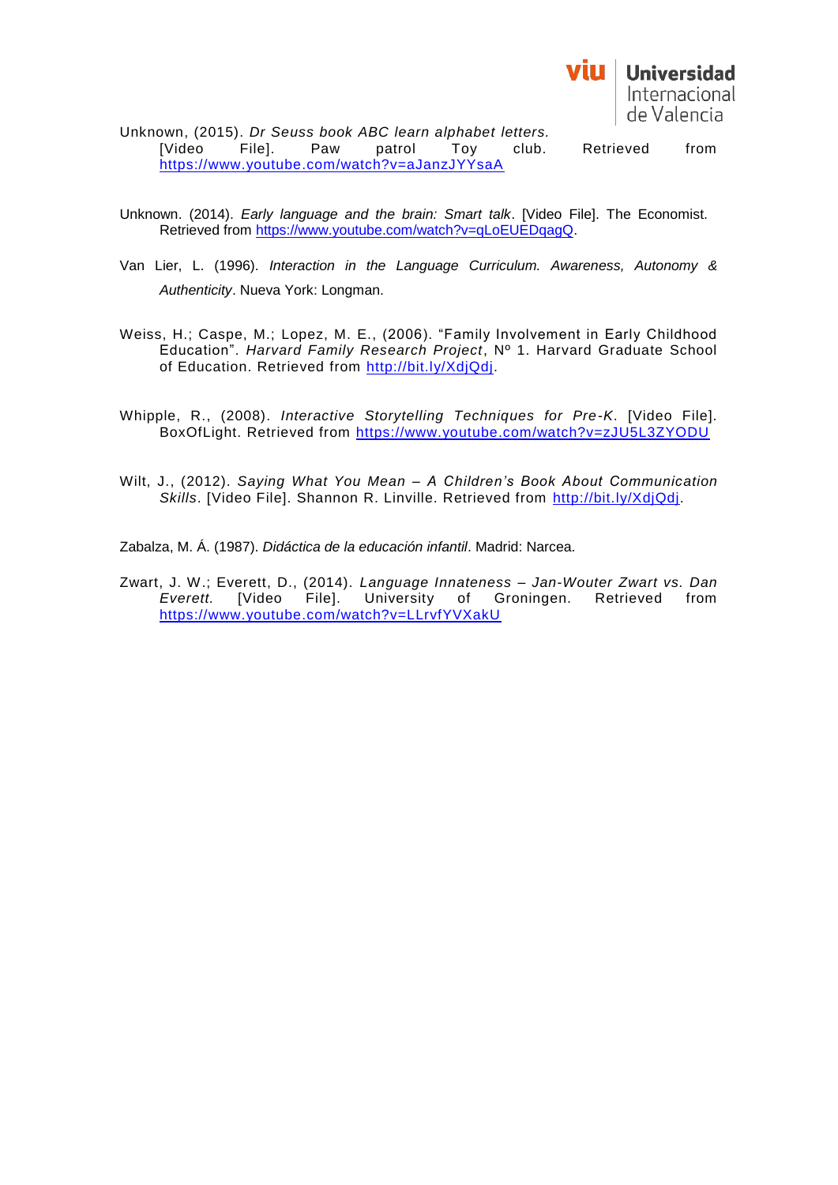Unknown, (2015). *Dr Seuss book ABC learn alphabet letters.* [Video File]. Paw patrol Toy club. Retrieved from https://www.youtube.com/watch?v=aJanzJYYsaA

Unknown. (2014). *Early language and the brain: Smart talk*. [Video File]. The Economist. Retrieved from https://www.youtube.com/watch?v=qLoEUEDqagQ.

Van Lier, L. (1996). *Interaction in the Language Curriculum. Awareness, Autonomy & Authenticity*. Nueva York: Longman.

Weiss, H.; Caspe, M.; Lopez, M. E., (2006). "Family Involvement in Early Childhood Education". *Harvard Family Research Project*, Nº 1. Harvard Graduate School of Education. Retrieved from http://bit.ly/XdjQdj.

Whipple, R., (2008). *Interactive Storytelling Techniques for Pre-K*. [Video File]. BoxOfLight. Retrieved from https://www.youtube.com/watch?v=zJU5L3ZYODU

Wilt, J., (2012). *Saying What You Mean – A Children's Book About Communication Skills*. [Video File]. Shannon R. Linville. Retrieved from http://bit.ly/XdjQdj.

Zabalza, M. Á. (1987). *Didáctica de la educación infantil*. Madrid: Narcea.

Zwart, J. W.; Everett, D., (2014). *Language Innateness – Jan-Wouter Zwart vs. Dan Everett.* [Video File]. University of Groningen. Retrieved from https://www.youtube.com/watch?v=LLrvfYVXakU